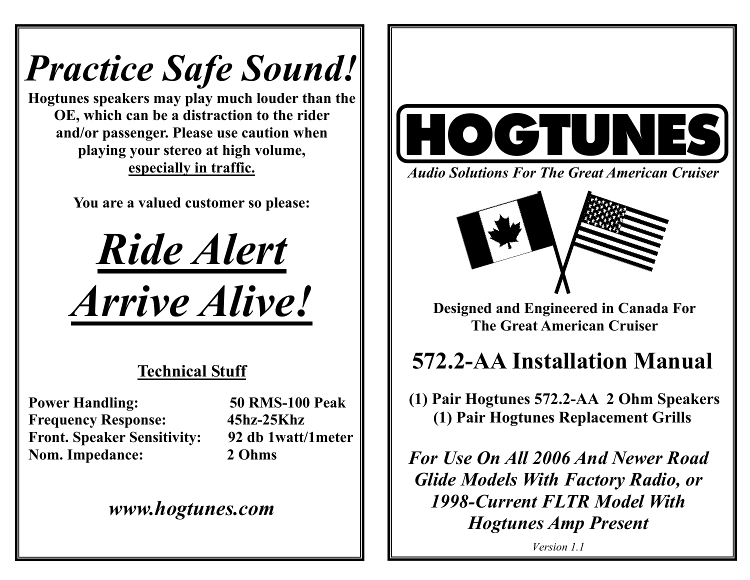# *Practice Safe Sound!*

**Hogtunes speakers may play much louder than the OE, which can be a distraction to the rider and/or passenger. Please use caution when playing your stereo at high volume, <u>especially in traffic.</u>**

**You are a valued customer so please:**

# ***<u>Ride Alert</u>***
# ***<u>Arrive Alive!</u>***

## <u>Technical Stuff</u>

| | |
|---|---|
| **Power Handling:** | **50 RMS-100 Peak** |
| **Frequency Response:** | **45hz-25Khz** |
| **Front. Speaker Sensitivity:** | **92 db 1watt/1meter** |
| **Nom. Impedance:** | **2 Ohms** |

***www.hogtunes.com***

# HOGTUNES

***Audio Solutions For The Great American Cruiser***

**Designed and Engineered in Canada For The Great American Cruiser**

# 572.2-AA Installation Manual

**(1) Pair Hogtunes 572.2-AA 2 Ohm Speakers**
**(1) Pair Hogtunes Replacement Grills**

***For Use On All 2006 And Newer Road Glide Models With Factory Radio, or 1998-Current FLTR Model With Hogtunes Amp Present***

*Version 1.1*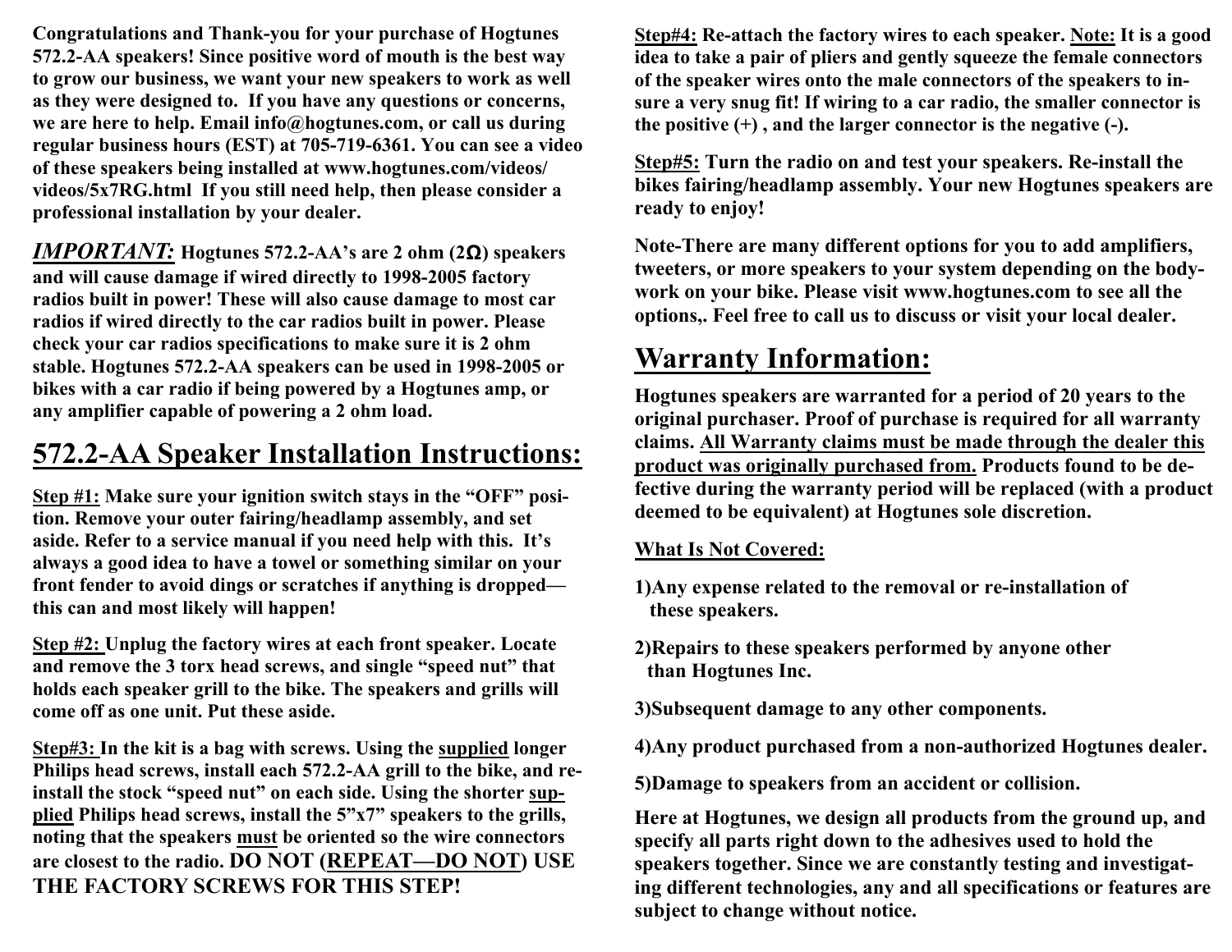**Congratulations and Thank-you for your purchase of Hogtunes 572.2-AA speakers! Since positive word of mouth is the best way to grow our business, we want your new speakers to work as well as they were designed to. If you have any questions or concerns, we are here to help. Email info@hogtunes.com, or call us during regular business hours (EST) at 705-719-6361. You can see a video of these speakers being installed at www.hogtunes.com/videos/videos/5x7RG.html If you still need help, then please consider a professional installation by your dealer.**

***IMPORTANT:*** **Hogtunes 572.2-AA's are 2 ohm (2Ω) speakers and will cause damage if wired directly to 1998-2005 factory radios built in power! These will also cause damage to most car radios if wired directly to the car radios built in power. Please check your car radios specifications to make sure it is 2 ohm stable. Hogtunes 572.2-AA speakers can be used in 1998-2005 or bikes with a car radio if being powered by a Hogtunes amp, or any amplifier capable of powering a 2 ohm load.**

## 572.2-AA Speaker Installation Instructions:

**Step #1: Make sure your ignition switch stays in the "OFF" position. Remove your outer fairing/headlamp assembly, and set aside. Refer to a service manual if you need help with this. It's always a good idea to have a towel or something similar on your front fender to avoid dings or scratches if anything is dropped—this can and most likely will happen!**

**Step #2: Unplug the factory wires at each front speaker. Locate and remove the 3 torx head screws, and single "speed nut" that holds each speaker grill to the bike. The speakers and grills will come off as one unit. Put these aside.**

**Step#3: In the kit is a bag with screws. Using the supplied longer Philips head screws, install each 572.2-AA grill to the bike, and re-install the stock "speed nut" on each side. Using the shorter supplied Philips head screws, install the 5"x7" speakers to the grills, noting that the speakers must be oriented so the wire connectors are closest to the radio. DO NOT (REPEAT—DO NOT) USE THE FACTORY SCREWS FOR THIS STEP!**

**Step#4: Re-attach the factory wires to each speaker. Note: It is a good idea to take a pair of pliers and gently squeeze the female connectors of the speaker wires onto the male connectors of the speakers to insure a very snug fit! If wiring to a car radio, the smaller connector is the positive (+) , and the larger connector is the negative (-).**

**Step#5: Turn the radio on and test your speakers. Re-install the bikes fairing/headlamp assembly. Your new Hogtunes speakers are ready to enjoy!**

**Note-There are many different options for you to add amplifiers, tweeters, or more speakers to your system depending on the body-work on your bike. Please visit www.hogtunes.com to see all the options,. Feel free to call us to discuss or visit your local dealer.**

## Warranty Information:

**Hogtunes speakers are warranted for a period of 20 years to the original purchaser. Proof of purchase is required for all warranty claims. All Warranty claims must be made through the dealer this product was originally purchased from. Products found to be defective during the warranty period will be replaced (with a product deemed to be equivalent) at Hogtunes sole discretion.**

**What Is Not Covered:**

**1)Any expense related to the removal or re-installation of these speakers.**

**2)Repairs to these speakers performed by anyone other than Hogtunes Inc.**

**3)Subsequent damage to any other components.**

**4)Any product purchased from a non-authorized Hogtunes dealer.**

**5)Damage to speakers from an accident or collision.**

**Here at Hogtunes, we design all products from the ground up, and specify all parts right down to the adhesives used to hold the speakers together. Since we are constantly testing and investigating different technologies, any and all specifications or features are subject to change without notice.**